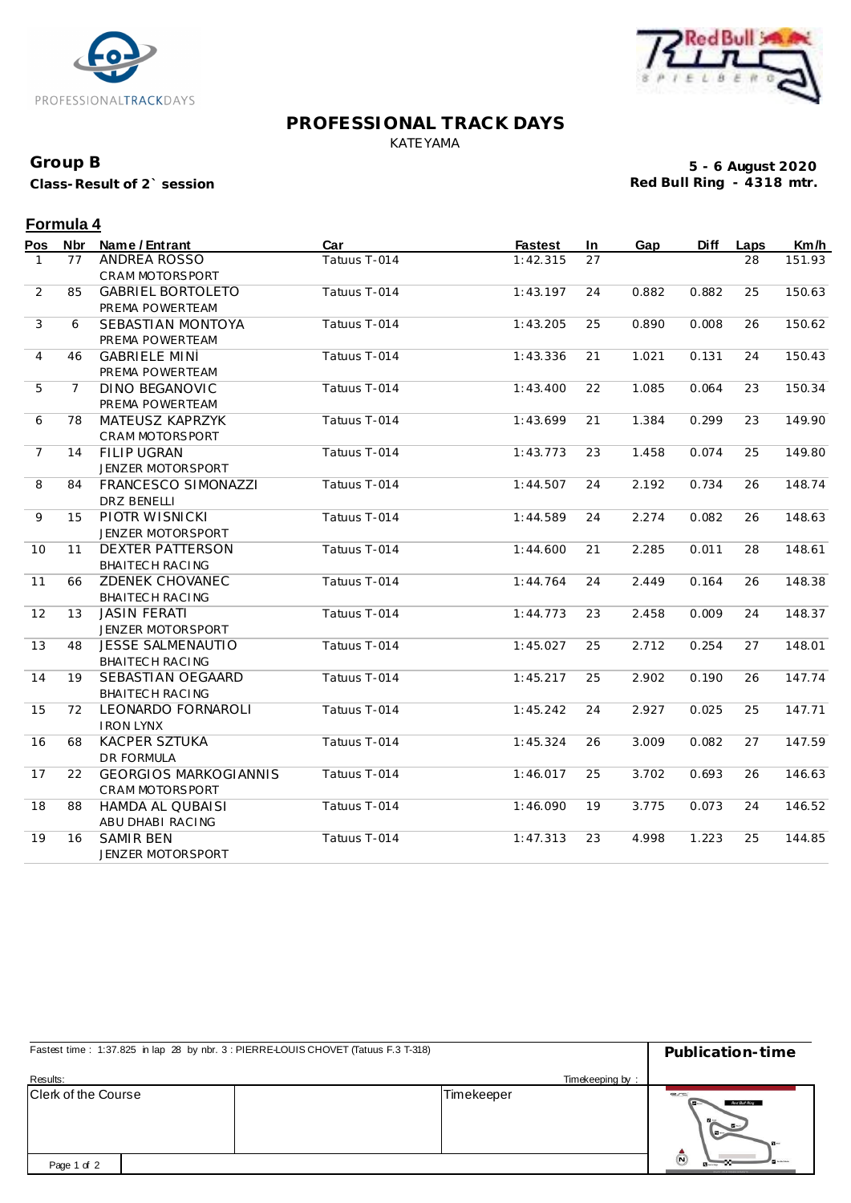# PROFESSIONAL TRACK DAYS

KATEYAMA

**Group B**

**Class-Result of 2` session**

**5 - 6 August 2020**
**Red Bull Ring - 4318 mtr.**

## Formula 4

| Pos | Nbr | Name / Entrant | Car | Fastest | In | Gap | Diff | Laps | Km/h |
|---|---|---|---|---|---|---|---|---|---|
| 1 | 77 | ANDREA ROSSO<br>CRAM MOTORSPORT | Tatuus T-014 | 1:42.315 | 27 | | | 28 | 151.93 |
| 2 | 85 | GABRIEL BORTOLETO<br>PREMA POWERTEAM | Tatuus T-014 | 1:43.197 | 24 | 0.882 | 0.882 | 25 | 150.63 |
| 3 | 6 | SEBASTIAN MONTOYA<br>PREMA POWERTEAM | Tatuus T-014 | 1:43.205 | 25 | 0.890 | 0.008 | 26 | 150.62 |
| 4 | 46 | GABRIELE MINÌ<br>PREMA POWERTEAM | Tatuus T-014 | 1:43.336 | 21 | 1.021 | 0.131 | 24 | 150.43 |
| 5 | 7 | DINO BEGANOVIC<br>PREMA POWERTEAM | Tatuus T-014 | 1:43.400 | 22 | 1.085 | 0.064 | 23 | 150.34 |
| 6 | 78 | MATEUSZ KAPRZYK<br>CRAM MOTORSPORT | Tatuus T-014 | 1:43.699 | 21 | 1.384 | 0.299 | 23 | 149.90 |
| 7 | 14 | FILIP UGRAN<br>JENZER MOTORSPORT | Tatuus T-014 | 1:43.773 | 23 | 1.458 | 0.074 | 25 | 149.80 |
| 8 | 84 | FRANCESCO SIMONAZZI<br>DRZ BENELLI | Tatuus T-014 | 1:44.507 | 24 | 2.192 | 0.734 | 26 | 148.74 |
| 9 | 15 | PIOTR WISNICKI<br>JENZER MOTORSPORT | Tatuus T-014 | 1:44.589 | 24 | 2.274 | 0.082 | 26 | 148.63 |
| 10 | 11 | DEXTER PATTERSON<br>BHAITECH RACING | Tatuus T-014 | 1:44.600 | 21 | 2.285 | 0.011 | 28 | 148.61 |
| 11 | 66 | ZDENEK CHOVANEC<br>BHAITECH RACING | Tatuus T-014 | 1:44.764 | 24 | 2.449 | 0.164 | 26 | 148.38 |
| 12 | 13 | JASIN FERATI<br>JENZER MOTORSPORT | Tatuus T-014 | 1:44.773 | 23 | 2.458 | 0.009 | 24 | 148.37 |
| 13 | 48 | JESSE SALMENAUTIO<br>BHAITECH RACING | Tatuus T-014 | 1:45.027 | 25 | 2.712 | 0.254 | 27 | 148.01 |
| 14 | 19 | SEBASTIAN OEGAARD<br>BHAITECH RACING | Tatuus T-014 | 1:45.217 | 25 | 2.902 | 0.190 | 26 | 147.74 |
| 15 | 72 | LEONARDO FORNAROLI<br>IRON LYNX | Tatuus T-014 | 1:45.242 | 24 | 2.927 | 0.025 | 25 | 147.71 |
| 16 | 68 | KACPER SZTUKA<br>DR FORMULA | Tatuus T-014 | 1:45.324 | 26 | 3.009 | 0.082 | 27 | 147.59 |
| 17 | 22 | GEORGIOS MARKOGIANNIS<br>CRAM MOTORSPORT | Tatuus T-014 | 1:46.017 | 25 | 3.702 | 0.693 | 26 | 146.63 |
| 18 | 88 | HAMDA AL QUBAISI<br>ABU DHABI RACING | Tatuus T-014 | 1:46.090 | 19 | 3.775 | 0.073 | 24 | 146.52 |
| 19 | 16 | SAMIR BEN<br>JENZER MOTORSPORT | Tatuus T-014 | 1:47.313 | 23 | 4.998 | 1.223 | 25 | 144.85 |

Fastest time : 1:37.825 in lap 28 by nbr. 3 : PIERRE-LOUIS CHOVET (Tatuus F.3 T-318)

**Publication-time**

Results:

Timekeeping by :

| Clerk of the Course | | Timekeeper |
|---|---|---|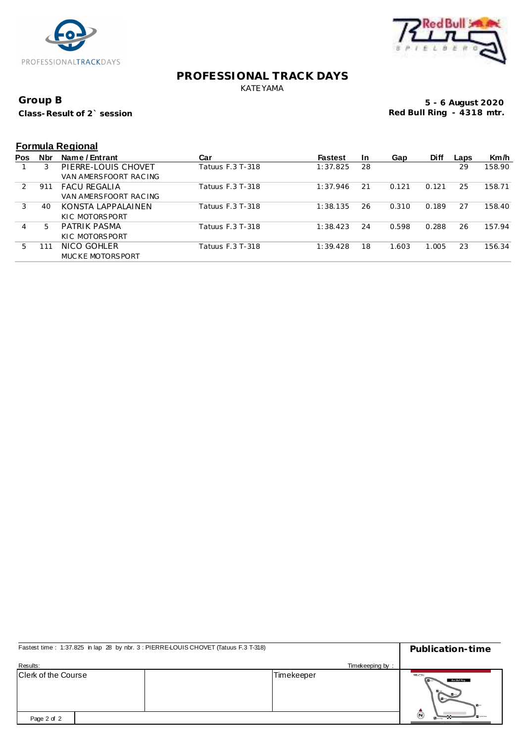# PROFESSIONAL TRACK DAYS

KATEYAMA

**Group B**

**Class-Result of 2` session**

**5 - 6 August 2020**
**Red Bull Ring - 4318 mtr.**

## Formula Regional

| Pos | Nbr | Name / Entrant | Car | Fastest | In | Gap | Diff | Laps | Km/h |
|---|---|---|---|---|---|---|---|---|---|
| 1 | 3 | PIERRE-LOUIS CHOVET<br>VAN AMERSFOORT RACING | Tatuus F.3 T-318 | 1:37.825 | 28 | | | 29 | 158.90 |
| 2 | 911 | FACU REGALIA<br>VAN AMERSFOORT RACING | Tatuus F.3 T-318 | 1:37.946 | 21 | 0.121 | 0.121 | 25 | 158.71 |
| 3 | 40 | KONSTA LAPPALAINEN<br>KIC MOTORSPORT | Tatuus F.3 T-318 | 1:38.135 | 26 | 0.310 | 0.189 | 27 | 158.40 |
| 4 | 5 | PATRIK PASMA<br>KIC MOTORSPORT | Tatuus F.3 T-318 | 1:38.423 | 24 | 0.598 | 0.288 | 26 | 157.94 |
| 5 | 111 | NICO GOHLER<br>MUCKE MOTORSPORT | Tatuus F.3 T-318 | 1:39.428 | 18 | 1.603 | 1.005 | 23 | 156.34 |

Fastest time : 1:37.825 in lap 28 by nbr. 3 : PIERRE-LOUIS CHOVET (Tatuus F.3 T-318)

**Publication-time**

Results:

Timekeeping by :

| | | |
|---|---|---|
| Clerk of the Course | | Timekeeper |